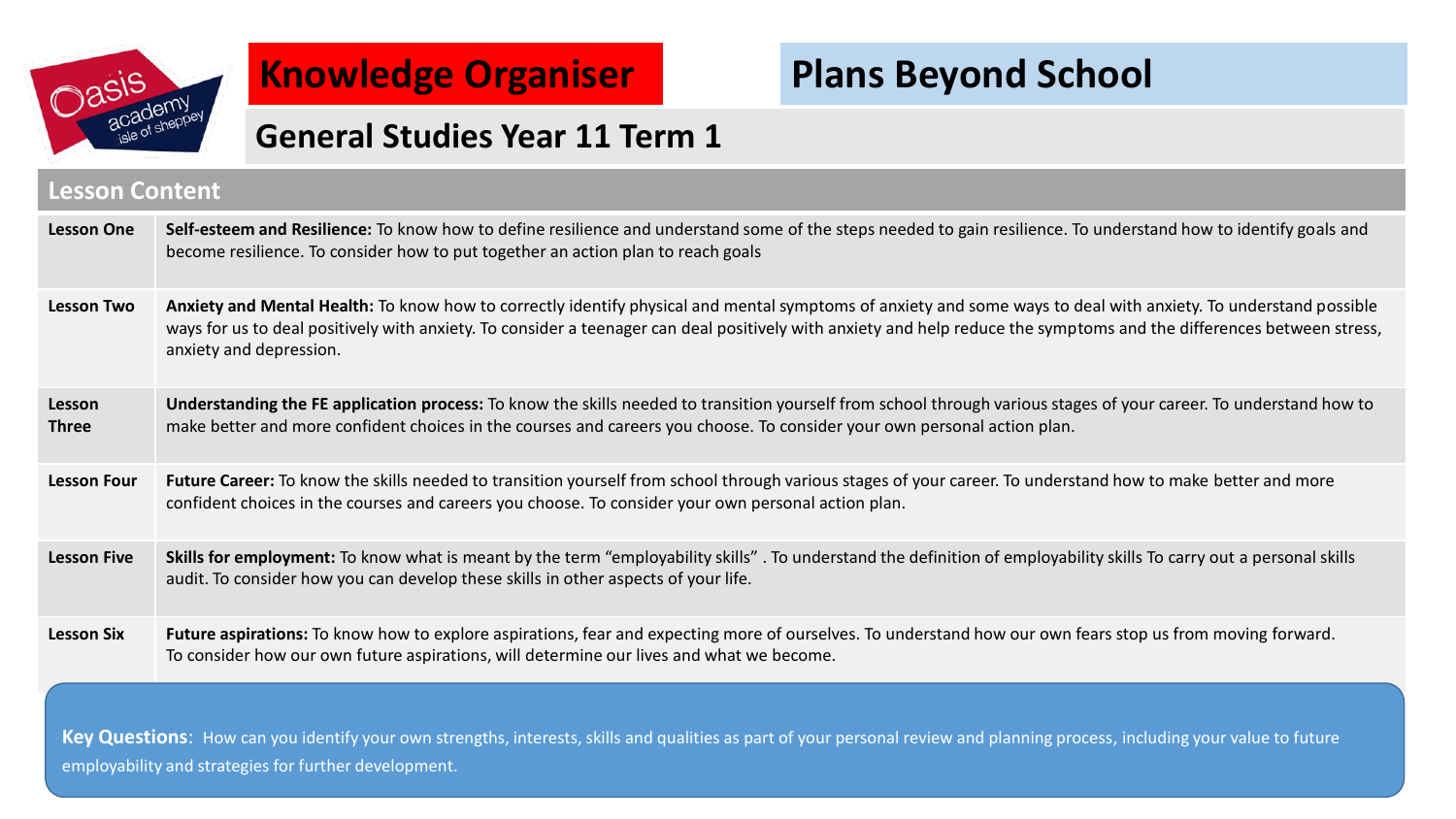# Knowledge Organiser

# Plans Beyond School

## General Studies Year 11 Term 1

## Lesson Content

| Lesson | Content |
|---|---|
| **Lesson One** | **Self-esteem and Resilience:** To know how to define resilience and understand some of the steps needed to gain resilience. To understand how to identify goals and become resilience. To consider how to put together an action plan to reach goals |
| **Lesson Two** | **Anxiety and Mental Health:** To know how to correctly identify physical and mental symptoms of anxiety and some ways to deal with anxiety. To understand possible ways for us to deal positively with anxiety. To consider a teenager can deal positively with anxiety and help reduce the symptoms and the differences between stress, anxiety and depression. |
| **Lesson Three** | **Understanding the FE application process:** To know the skills needed to transition yourself from school through various stages of your career. To understand how to make better and more confident choices in the courses and careers you choose. To consider your own personal action plan. |
| **Lesson Four** | **Future Career:** To know the skills needed to transition yourself from school through various stages of your career. To understand how to make better and more confident choices in the courses and careers you choose. To consider your own personal action plan. |
| **Lesson Five** | **Skills for employment:** To know what is meant by the term "employability skills" . To understand the definition of employability skills To carry out a personal skills audit. To consider how you can develop these skills in other aspects of your life. |
| **Lesson Six** | **Future aspirations:** To know how to explore aspirations, fear and expecting more of ourselves. To understand how our own fears stop us from moving forward. To consider how our own future aspirations, will determine our lives and what we become. |

**Key Questions**: How can you identify your own strengths, interests, skills and qualities as part of your personal review and planning process, including your value to future employability and strategies for further development.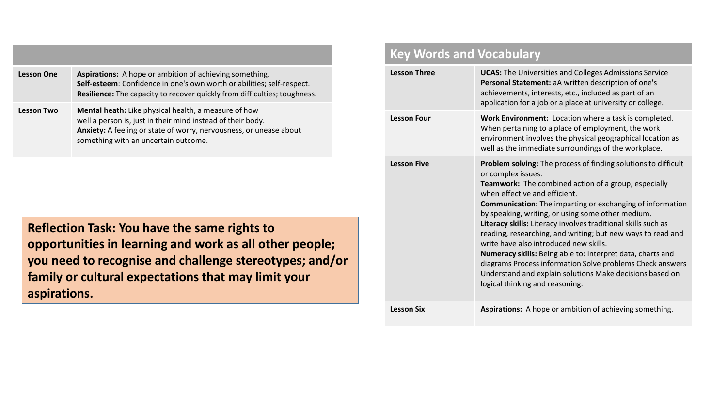| | |
|---|---|
| **Lesson One** | **Aspirations:** A hope or ambition of achieving something.<br>**Self-esteem**: Confidence in one's own worth or abilities; self-respect.<br>**Resilience:** The capacity to recover quickly from difficulties; toughness. |
| **Lesson Two** | **Mental heath:** Like physical health, a measure of how well a person is, just in their mind instead of their body.<br>**Anxiety:** A feeling or state of worry, nervousness, or unease about something with an uncertain outcome. |

**Reflection Task: You have the same rights to opportunities in learning and work as all other people; you need to recognise and challenge stereotypes; and/or family or cultural expectations that may limit your aspirations.**

## Key Words and Vocabulary

| | |
|---|---|
| **Lesson Three** | **UCAS:** The Universities and Colleges Admissions Service<br>**Personal Statement:** aA written description of one's achievements, interests, etc., included as part of an application for a job or a place at university or college. |
| **Lesson Four** | **Work Environment:** Location where a task is completed. When pertaining to a place of employment, the work environment involves the physical geographical location as well as the immediate surroundings of the workplace. |
| **Lesson Five** | **Problem solving:** The process of finding solutions to difficult or complex issues.<br>**Teamwork:** The combined action of a group, especially when effective and efficient.<br>**Communication:** The imparting or exchanging of information by speaking, writing, or using some other medium.<br>**Literacy skills:** Literacy involves traditional skills such as reading, researching, and writing; but new ways to read and write have also introduced new skills.<br>**Numeracy skills:** Being able to: Interpret data, charts and diagrams Process information Solve problems Check answers Understand and explain solutions Make decisions based on logical thinking and reasoning. |
| **Lesson Six** | **Aspirations:** A hope or ambition of achieving something. |